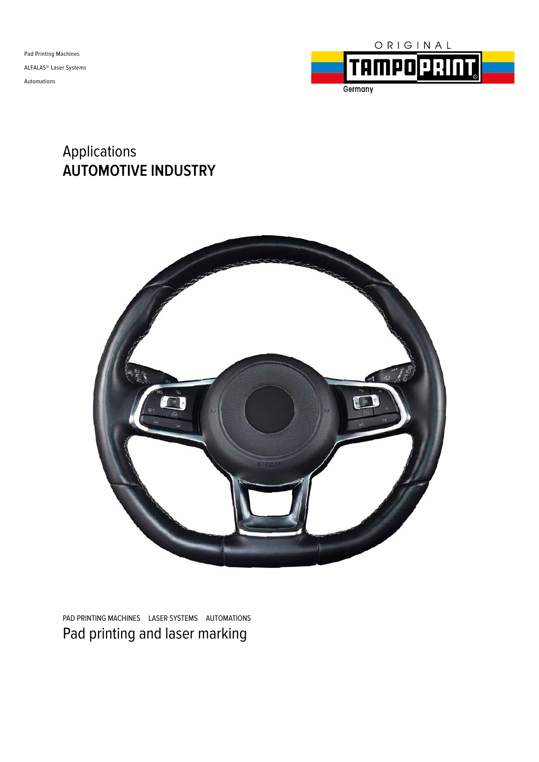Pad Printing Machines

ALFALAS® Laser Systems

Automations

ORIGINAL
TAMPOPRINT
Germany

# Applications
# AUTOMOTIVE INDUSTRY

PAD PRINTING MACHINES LASER SYSTEMS AUTOMATIONS

## Pad printing and laser marking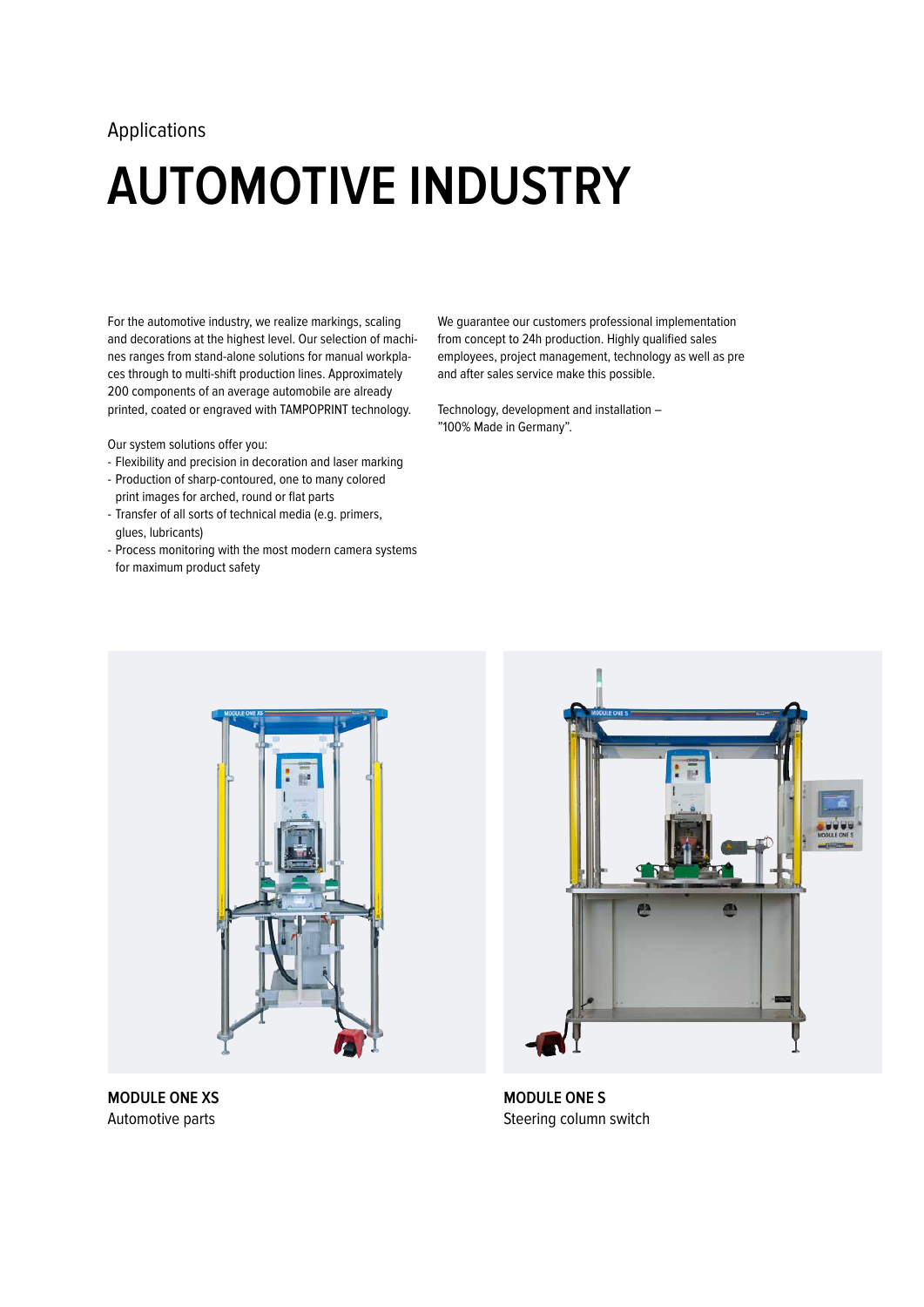Applications

# AUTOMOTIVE INDUSTRY

For the automotive industry, we realize markings, scaling and decorations at the highest level. Our selection of machines ranges from stand-alone solutions for manual workplaces through to multi-shift production lines. Approximately 200 components of an average automobile are already printed, coated or engraved with TAMPOPRINT technology.

Our system solutions offer you:

- Flexibility and precision in decoration and laser marking
- Production of sharp-contoured, one to many colored print images for arched, round or flat parts
- Transfer of all sorts of technical media (e.g. primers, glues, lubricants)
- Process monitoring with the most modern camera systems for maximum product safety

We guarantee our customers professional implementation from concept to 24h production. Highly qualified sales employees, project management, technology as well as pre and after sales service make this possible.

Technology, development and installation – "100% Made in Germany".

**MODULE ONE XS**
Automotive parts

**MODULE ONE S**
Steering column switch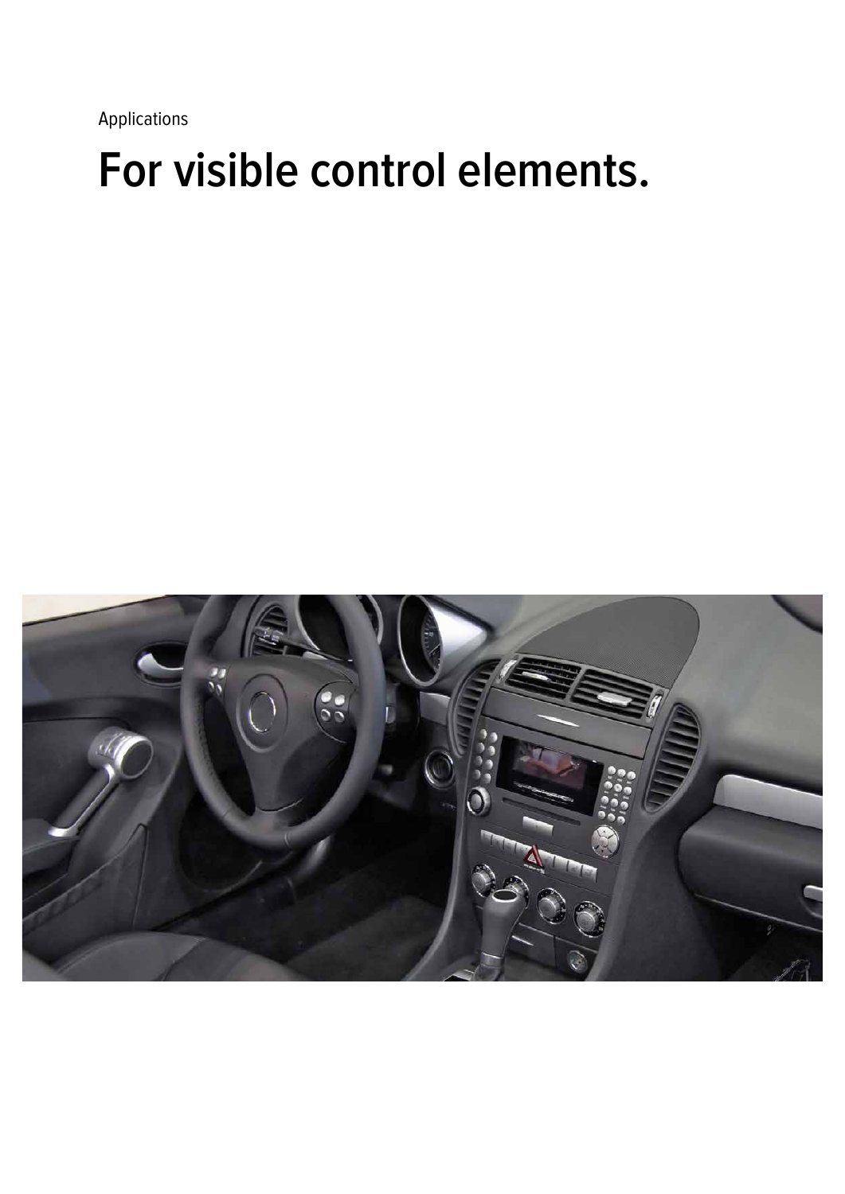Applications

# For visible control elements.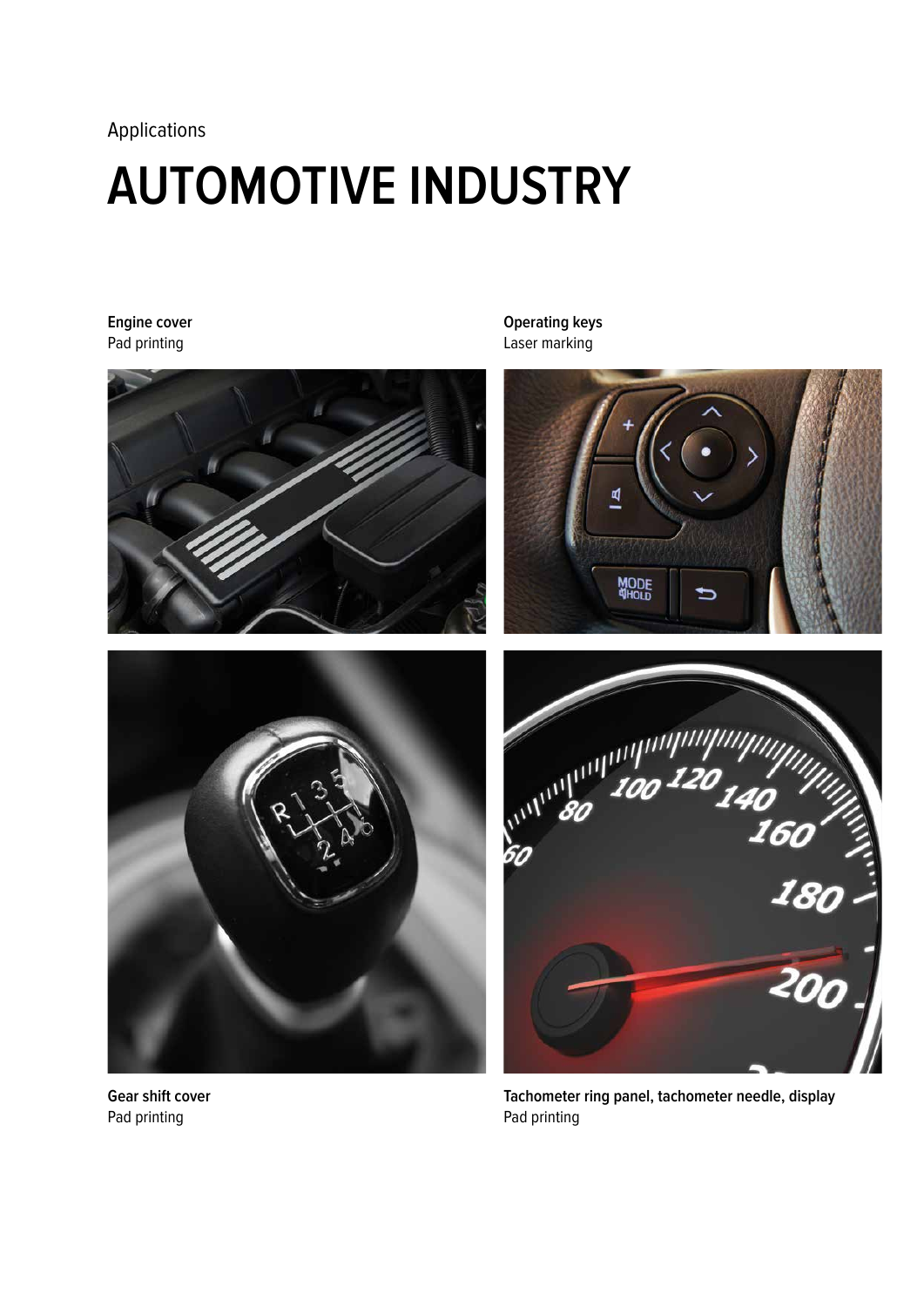Applications

# AUTOMOTIVE INDUSTRY

**Engine cover**
Pad printing

**Operating keys**
Laser marking

**Gear shift cover**
Pad printing

**Tachometer ring panel, tachometer needle, display**
Pad printing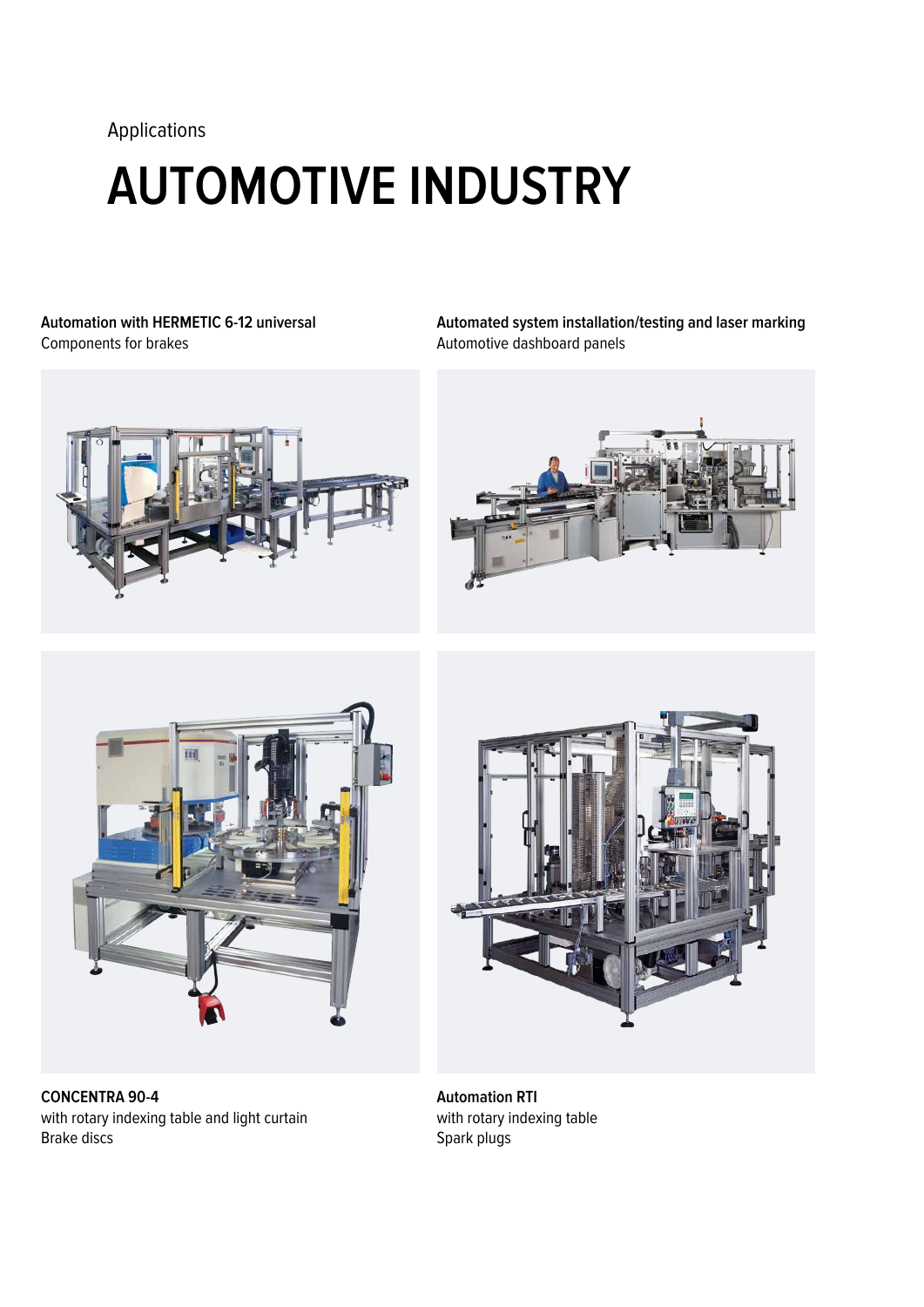Applications

# AUTOMOTIVE INDUSTRY

**Automation with HERMETIC 6-12 universal**
Components for brakes

**Automated system installation/testing and laser marking**
Automotive dashboard panels

**CONCENTRA 90-4**
with rotary indexing table and light curtain
Brake discs

**Automation RTI**
with rotary indexing table
Spark plugs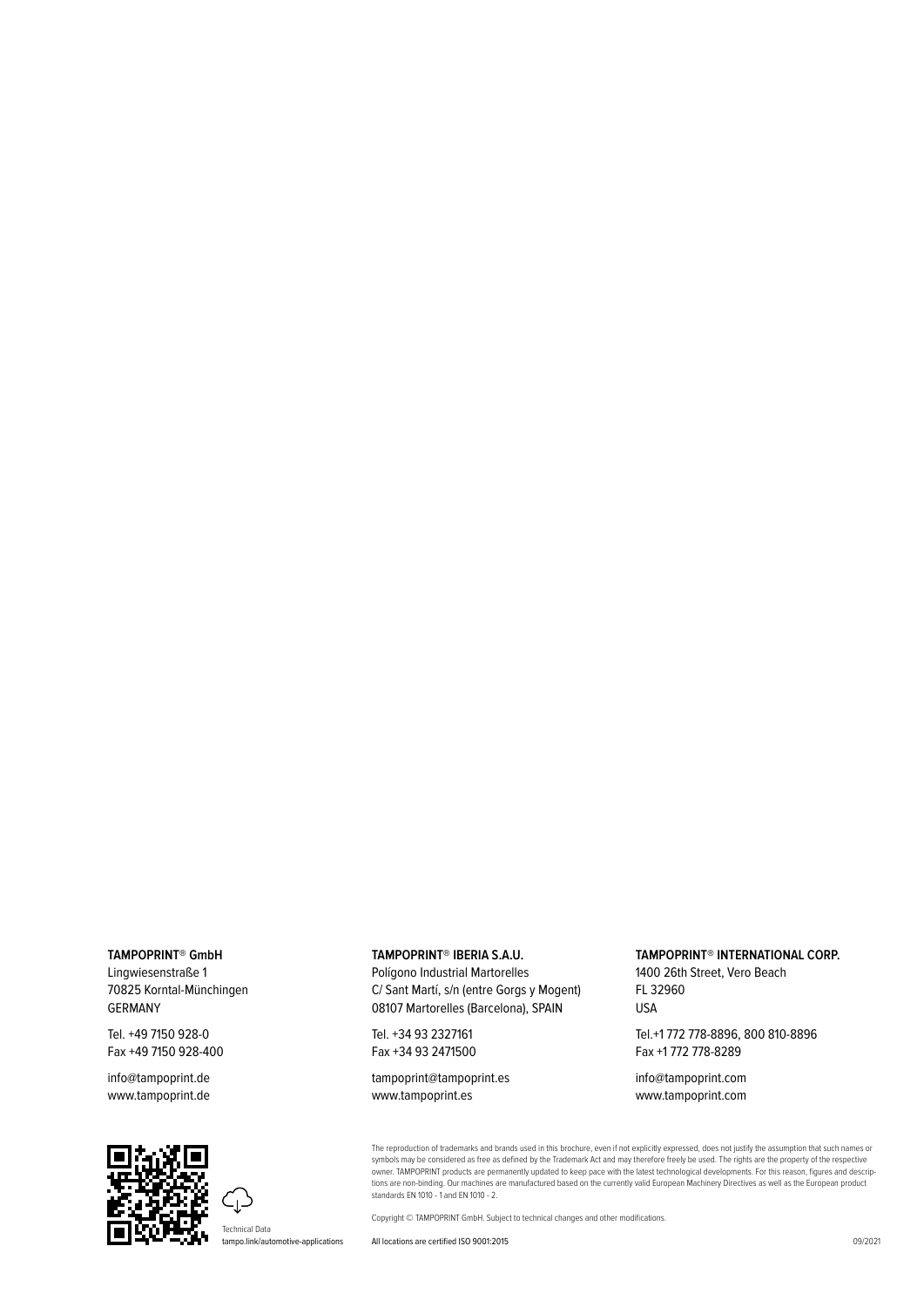**TAMPOPRINT® GmbH**
Lingwiesenstraße 1
70825 Korntal-Münchingen
GERMANY

Tel. +49 7150 928-0
Fax +49 7150 928-400

info@tampoprint.de
www.tampoprint.de

**TAMPOPRINT® IBERIA S.A.U.**
Polígono Industrial Martorelles
C/ Sant Martí, s/n (entre Gorgs y Mogent)
08107 Martorelles (Barcelona), SPAIN

Tel. +34 93 2327161
Fax +34 93 2471500

tampoprint@tampoprint.es
www.tampoprint.es

**TAMPOPRINT® INTERNATIONAL CORP.**
1400 26th Street, Vero Beach
FL 32960
USA

Tel.+1 772 778-8896, 800 810-8896
Fax +1 772 778-8289

info@tampoprint.com
www.tampoprint.com

Technical Data
tampo.link/automotive-applications

The reproduction of trademarks and brands used in this brochure, even if not explicitly expressed, does not justify the assumption that such names or symbols may be considered as free as defined by the Trademark Act and may therefore freely be used. The rights are the property of the respective owner. TAMPOPRINT products are permanently updated to keep pace with the latest technological developments. For this reason, figures and descriptions are non-binding. Our machines are manufactured based on the currently valid European Machinery Directives as well as the European product standards EN 1010 - 1 and EN 1010 - 2.

Copyright © TAMPOPRINT GmbH. Subject to technical changes and other modifications.

All locations are certified ISO 9001:2015

09/2021